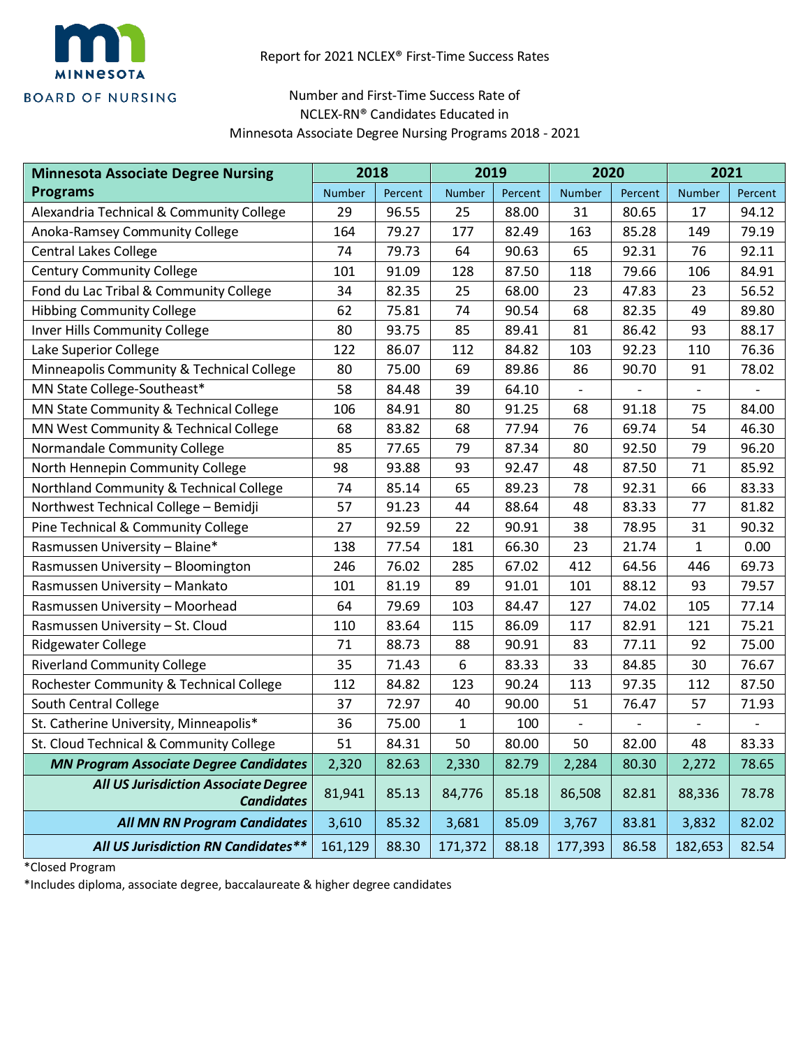MINNESOTA BOARD OF NURSING

Report for 2021 NCLEX® First-Time Success Rates

Number and First-Time Success Rate of NCLEX-RN® Candidates Educated in Minnesota Associate Degree Nursing Programs 2018 - 2021

| Minnesota Associate Degree Nursing Programs | 2018 | | 2019 | | 2020 | | 2021 | |
|---|---|---|---|---|---|---|---|---|
| | Number | Percent | Number | Percent | Number | Percent | Number | Percent |
| Alexandria Technical & Community College | 29 | 96.55 | 25 | 88.00 | 31 | 80.65 | 17 | 94.12 |
| Anoka-Ramsey Community College | 164 | 79.27 | 177 | 82.49 | 163 | 85.28 | 149 | 79.19 |
| Central Lakes College | 74 | 79.73 | 64 | 90.63 | 65 | 92.31 | 76 | 92.11 |
| Century Community College | 101 | 91.09 | 128 | 87.50 | 118 | 79.66 | 106 | 84.91 |
| Fond du Lac Tribal & Community College | 34 | 82.35 | 25 | 68.00 | 23 | 47.83 | 23 | 56.52 |
| Hibbing Community College | 62 | 75.81 | 74 | 90.54 | 68 | 82.35 | 49 | 89.80 |
| Inver Hills Community College | 80 | 93.75 | 85 | 89.41 | 81 | 86.42 | 93 | 88.17 |
| Lake Superior College | 122 | 86.07 | 112 | 84.82 | 103 | 92.23 | 110 | 76.36 |
| Minneapolis Community & Technical College | 80 | 75.00 | 69 | 89.86 | 86 | 90.70 | 91 | 78.02 |
| MN State College-Southeast* | 58 | 84.48 | 39 | 64.10 | - | - | - | - |
| MN State Community & Technical College | 106 | 84.91 | 80 | 91.25 | 68 | 91.18 | 75 | 84.00 |
| MN West Community & Technical College | 68 | 83.82 | 68 | 77.94 | 76 | 69.74 | 54 | 46.30 |
| Normandale Community College | 85 | 77.65 | 79 | 87.34 | 80 | 92.50 | 79 | 96.20 |
| North Hennepin Community College | 98 | 93.88 | 93 | 92.47 | 48 | 87.50 | 71 | 85.92 |
| Northland Community & Technical College | 74 | 85.14 | 65 | 89.23 | 78 | 92.31 | 66 | 83.33 |
| Northwest Technical College – Bemidji | 57 | 91.23 | 44 | 88.64 | 48 | 83.33 | 77 | 81.82 |
| Pine Technical & Community College | 27 | 92.59 | 22 | 90.91 | 38 | 78.95 | 31 | 90.32 |
| Rasmussen University – Blaine* | 138 | 77.54 | 181 | 66.30 | 23 | 21.74 | 1 | 0.00 |
| Rasmussen University – Bloomington | 246 | 76.02 | 285 | 67.02 | 412 | 64.56 | 446 | 69.73 |
| Rasmussen University – Mankato | 101 | 81.19 | 89 | 91.01 | 101 | 88.12 | 93 | 79.57 |
| Rasmussen University – Moorhead | 64 | 79.69 | 103 | 84.47 | 127 | 74.02 | 105 | 77.14 |
| Rasmussen University – St. Cloud | 110 | 83.64 | 115 | 86.09 | 117 | 82.91 | 121 | 75.21 |
| Ridgewater College | 71 | 88.73 | 88 | 90.91 | 83 | 77.11 | 92 | 75.00 |
| Riverland Community College | 35 | 71.43 | 6 | 83.33 | 33 | 84.85 | 30 | 76.67 |
| Rochester Community & Technical College | 112 | 84.82 | 123 | 90.24 | 113 | 97.35 | 112 | 87.50 |
| South Central College | 37 | 72.97 | 40 | 90.00 | 51 | 76.47 | 57 | 71.93 |
| St. Catherine University, Minneapolis* | 36 | 75.00 | 1 | 100 | - | - | - | - |
| St. Cloud Technical & Community College | 51 | 84.31 | 50 | 80.00 | 50 | 82.00 | 48 | 83.33 |
| ***MN Program Associate Degree Candidates*** | 2,320 | 82.63 | 2,330 | 82.79 | 2,284 | 80.30 | 2,272 | 78.65 |
| ***All US Jurisdiction Associate Degree Candidates*** | 81,941 | 85.13 | 84,776 | 85.18 | 86,508 | 82.81 | 88,336 | 78.78 |
| ***All MN RN Program Candidates*** | 3,610 | 85.32 | 3,681 | 85.09 | 3,767 | 83.81 | 3,832 | 82.02 |
| ***All US Jurisdiction RN Candidates**** | 161,129 | 88.30 | 171,372 | 88.18 | 177,393 | 86.58 | 182,653 | 82.54 |

*Closed Program

*Includes diploma, associate degree, baccalaureate & higher degree candidates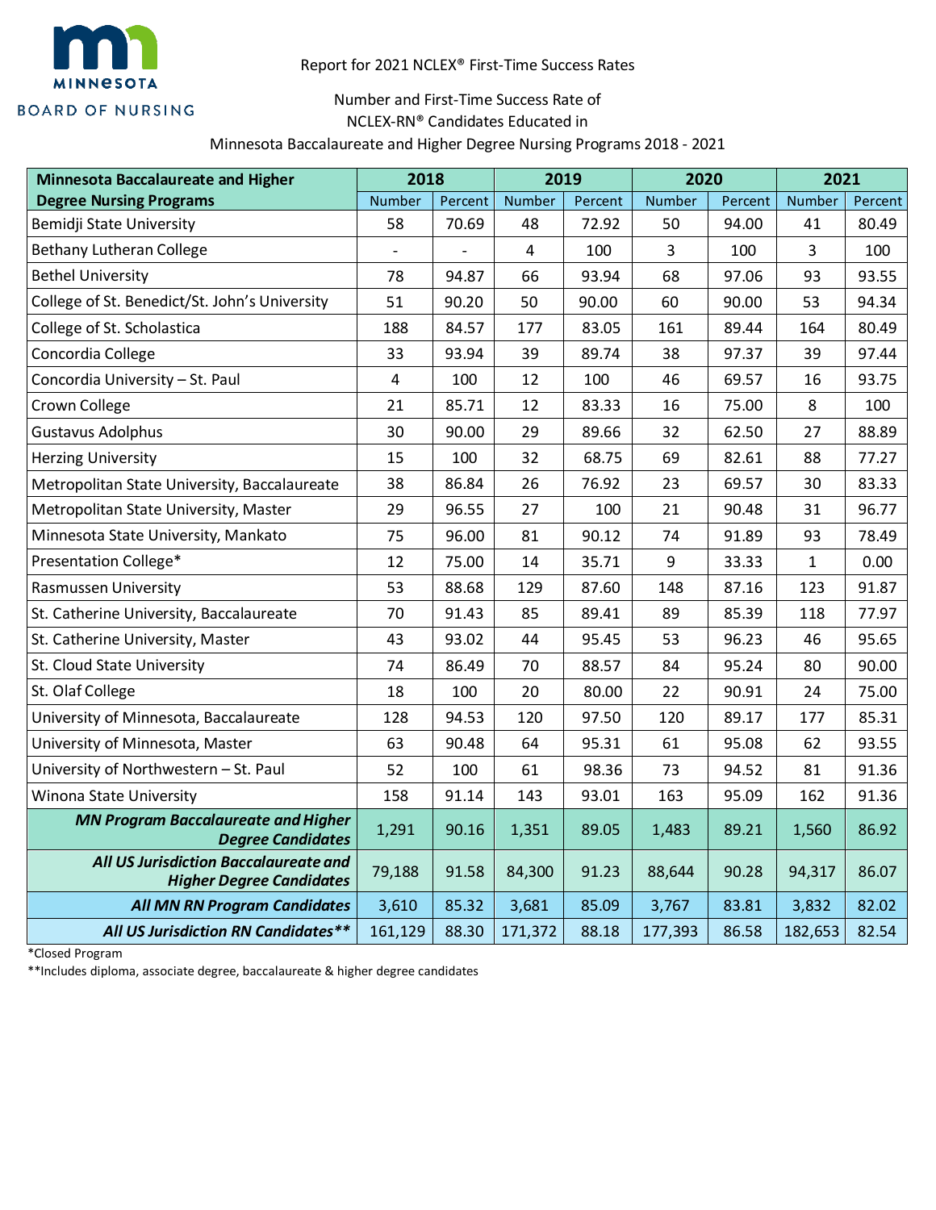Report for 2021 NCLEX® First-Time Success Rates

Number and First-Time Success Rate of NCLEX-RN® Candidates Educated in Minnesota Baccalaureate and Higher Degree Nursing Programs 2018 - 2021

| Minnesota Baccalaureate and Higher Degree Nursing Programs | 2018 | | 2019 | | 2020 | | 2021 | |
|---|---|---|---|---|---|---|---|---|
| | Number | Percent | Number | Percent | Number | Percent | Number | Percent |
| Bemidji State University | 58 | 70.69 | 48 | 72.92 | 50 | 94.00 | 41 | 80.49 |
| Bethany Lutheran College | - | - | 4 | 100 | 3 | 100 | 3 | 100 |
| Bethel University | 78 | 94.87 | 66 | 93.94 | 68 | 97.06 | 93 | 93.55 |
| College of St. Benedict/St. John's University | 51 | 90.20 | 50 | 90.00 | 60 | 90.00 | 53 | 94.34 |
| College of St. Scholastica | 188 | 84.57 | 177 | 83.05 | 161 | 89.44 | 164 | 80.49 |
| Concordia College | 33 | 93.94 | 39 | 89.74 | 38 | 97.37 | 39 | 97.44 |
| Concordia University – St. Paul | 4 | 100 | 12 | 100 | 46 | 69.57 | 16 | 93.75 |
| Crown College | 21 | 85.71 | 12 | 83.33 | 16 | 75.00 | 8 | 100 |
| Gustavus Adolphus | 30 | 90.00 | 29 | 89.66 | 32 | 62.50 | 27 | 88.89 |
| Herzing University | 15 | 100 | 32 | 68.75 | 69 | 82.61 | 88 | 77.27 |
| Metropolitan State University, Baccalaureate | 38 | 86.84 | 26 | 76.92 | 23 | 69.57 | 30 | 83.33 |
| Metropolitan State University, Master | 29 | 96.55 | 27 | 100 | 21 | 90.48 | 31 | 96.77 |
| Minnesota State University, Mankato | 75 | 96.00 | 81 | 90.12 | 74 | 91.89 | 93 | 78.49 |
| Presentation College* | 12 | 75.00 | 14 | 35.71 | 9 | 33.33 | 1 | 0.00 |
| Rasmussen University | 53 | 88.68 | 129 | 87.60 | 148 | 87.16 | 123 | 91.87 |
| St. Catherine University, Baccalaureate | 70 | 91.43 | 85 | 89.41 | 89 | 85.39 | 118 | 77.97 |
| St. Catherine University, Master | 43 | 93.02 | 44 | 95.45 | 53 | 96.23 | 46 | 95.65 |
| St. Cloud State University | 74 | 86.49 | 70 | 88.57 | 84 | 95.24 | 80 | 90.00 |
| St. Olaf College | 18 | 100 | 20 | 80.00 | 22 | 90.91 | 24 | 75.00 |
| University of Minnesota, Baccalaureate | 128 | 94.53 | 120 | 97.50 | 120 | 89.17 | 177 | 85.31 |
| University of Minnesota, Master | 63 | 90.48 | 64 | 95.31 | 61 | 95.08 | 62 | 93.55 |
| University of Northwestern – St. Paul | 52 | 100 | 61 | 98.36 | 73 | 94.52 | 81 | 91.36 |
| Winona State University | 158 | 91.14 | 143 | 93.01 | 163 | 95.09 | 162 | 91.36 |
| ***MN Program Baccalaureate and Higher Degree Candidates*** | 1,291 | 90.16 | 1,351 | 89.05 | 1,483 | 89.21 | 1,560 | 86.92 |
| ***All US Jurisdiction Baccalaureate and Higher Degree Candidates*** | 79,188 | 91.58 | 84,300 | 91.23 | 88,644 | 90.28 | 94,317 | 86.07 |
| ***All MN RN Program Candidates*** | 3,610 | 85.32 | 3,681 | 85.09 | 3,767 | 83.81 | 3,832 | 82.02 |
| ***All US Jurisdiction RN Candidates**\*** | 161,129 | 88.30 | 171,372 | 88.18 | 177,393 | 86.58 | 182,653 | 82.54 |

*Closed Program

**Includes diploma, associate degree, baccalaureate & higher degree candidates